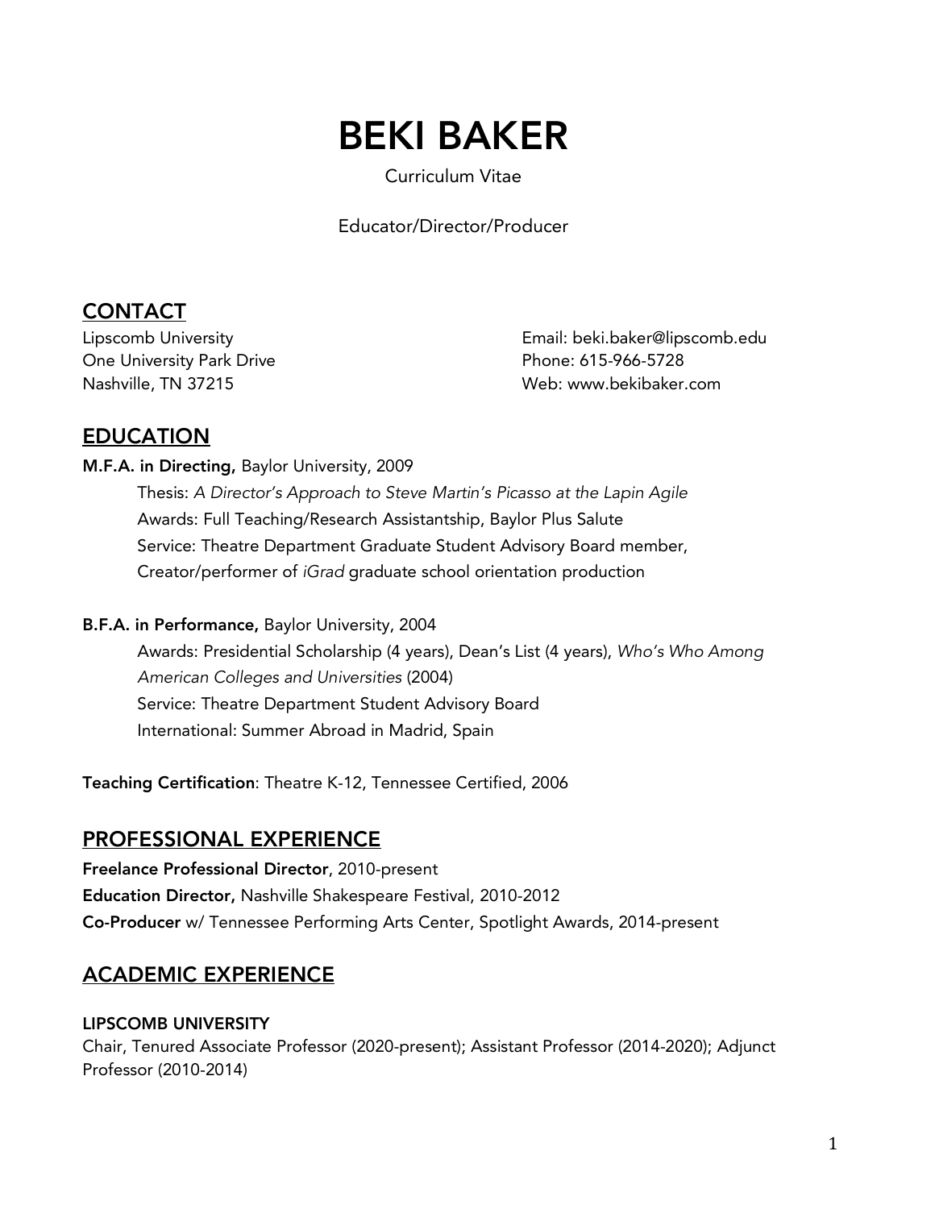# BEKI BAKER

Curriculum Vitae

Educator/Director/Producer

## CONTACT

Lipscomb University
One University Park Drive
Nashville, TN 37215

Email: beki.baker@lipscomb.edu
Phone: 615-966-5728
Web: www.bekibaker.com

## EDUCATION

**M.F.A. in Directing,** Baylor University, 2009

Thesis: *A Director's Approach to Steve Martin's Picasso at the Lapin Agile*
Awards: Full Teaching/Research Assistantship, Baylor Plus Salute
Service: Theatre Department Graduate Student Advisory Board member, Creator/performer of *iGrad* graduate school orientation production

**B.F.A. in Performance,** Baylor University, 2004

Awards: Presidential Scholarship (4 years), Dean's List (4 years), *Who's Who Among American Colleges and Universities* (2004)
Service: Theatre Department Student Advisory Board
International: Summer Abroad in Madrid, Spain

**Teaching Certification**: Theatre K-12, Tennessee Certified, 2006

## PROFESSIONAL EXPERIENCE

**Freelance Professional Director**, 2010-present
**Education Director,** Nashville Shakespeare Festival, 2010-2012
**Co-Producer** w/ Tennessee Performing Arts Center, Spotlight Awards, 2014-present

## ACADEMIC EXPERIENCE

### LIPSCOMB UNIVERSITY

Chair, Tenured Associate Professor (2020-present); Assistant Professor (2014-2020); Adjunct Professor (2010-2014)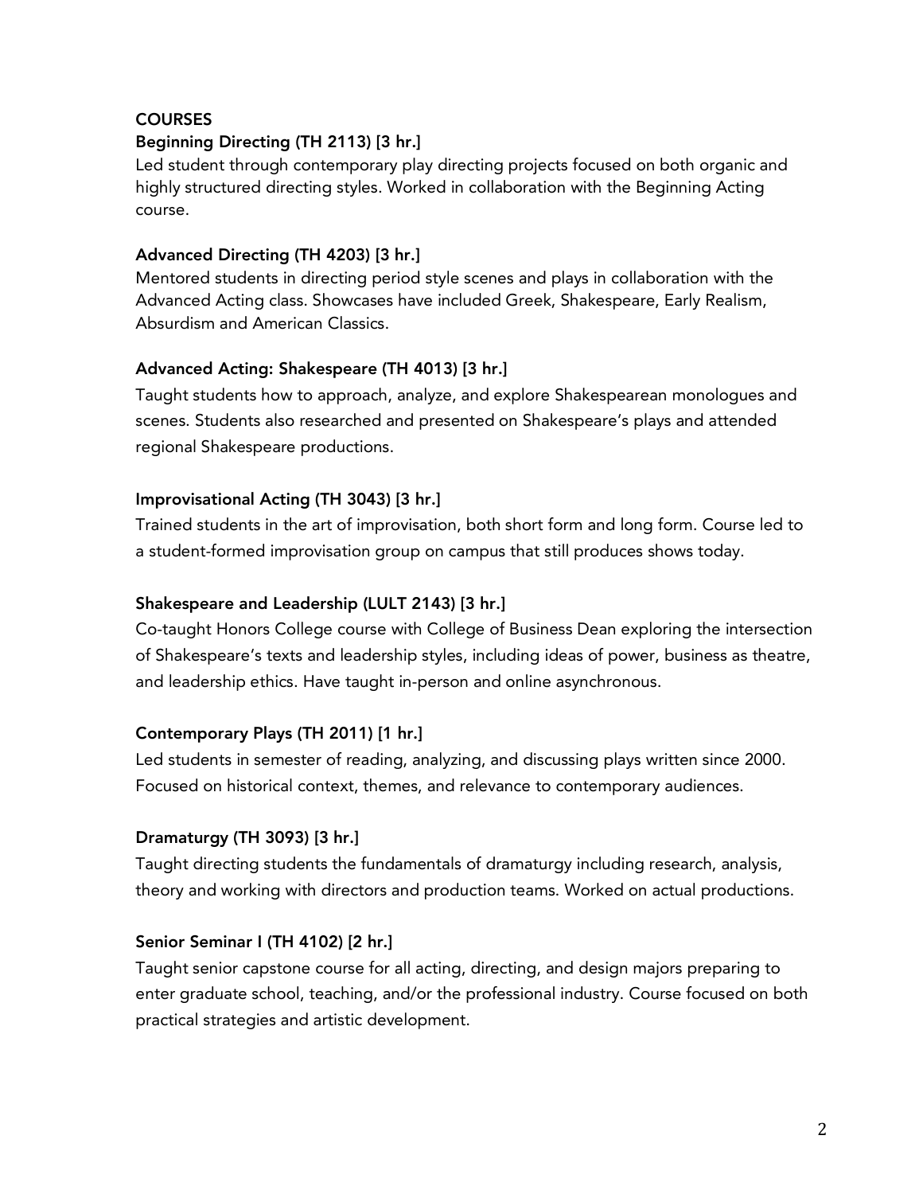## COURSES

**Beginning Directing (TH 2113) [3 hr.]**

Led student through contemporary play directing projects focused on both organic and highly structured directing styles. Worked in collaboration with the Beginning Acting course.

**Advanced Directing (TH 4203) [3 hr.]**

Mentored students in directing period style scenes and plays in collaboration with the Advanced Acting class. Showcases have included Greek, Shakespeare, Early Realism, Absurdism and American Classics.

**Advanced Acting: Shakespeare (TH 4013) [3 hr.]**

Taught students how to approach, analyze, and explore Shakespearean monologues and scenes. Students also researched and presented on Shakespeare's plays and attended regional Shakespeare productions.

**Improvisational Acting (TH 3043) [3 hr.]**

Trained students in the art of improvisation, both short form and long form. Course led to a student-formed improvisation group on campus that still produces shows today.

**Shakespeare and Leadership (LULT 2143) [3 hr.]**

Co-taught Honors College course with College of Business Dean exploring the intersection of Shakespeare's texts and leadership styles, including ideas of power, business as theatre, and leadership ethics. Have taught in-person and online asynchronous.

**Contemporary Plays (TH 2011) [1 hr.]**

Led students in semester of reading, analyzing, and discussing plays written since 2000. Focused on historical context, themes, and relevance to contemporary audiences.

**Dramaturgy (TH 3093) [3 hr.]**

Taught directing students the fundamentals of dramaturgy including research, analysis, theory and working with directors and production teams. Worked on actual productions.

**Senior Seminar I (TH 4102) [2 hr.]**

Taught senior capstone course for all acting, directing, and design majors preparing to enter graduate school, teaching, and/or the professional industry. Course focused on both practical strategies and artistic development.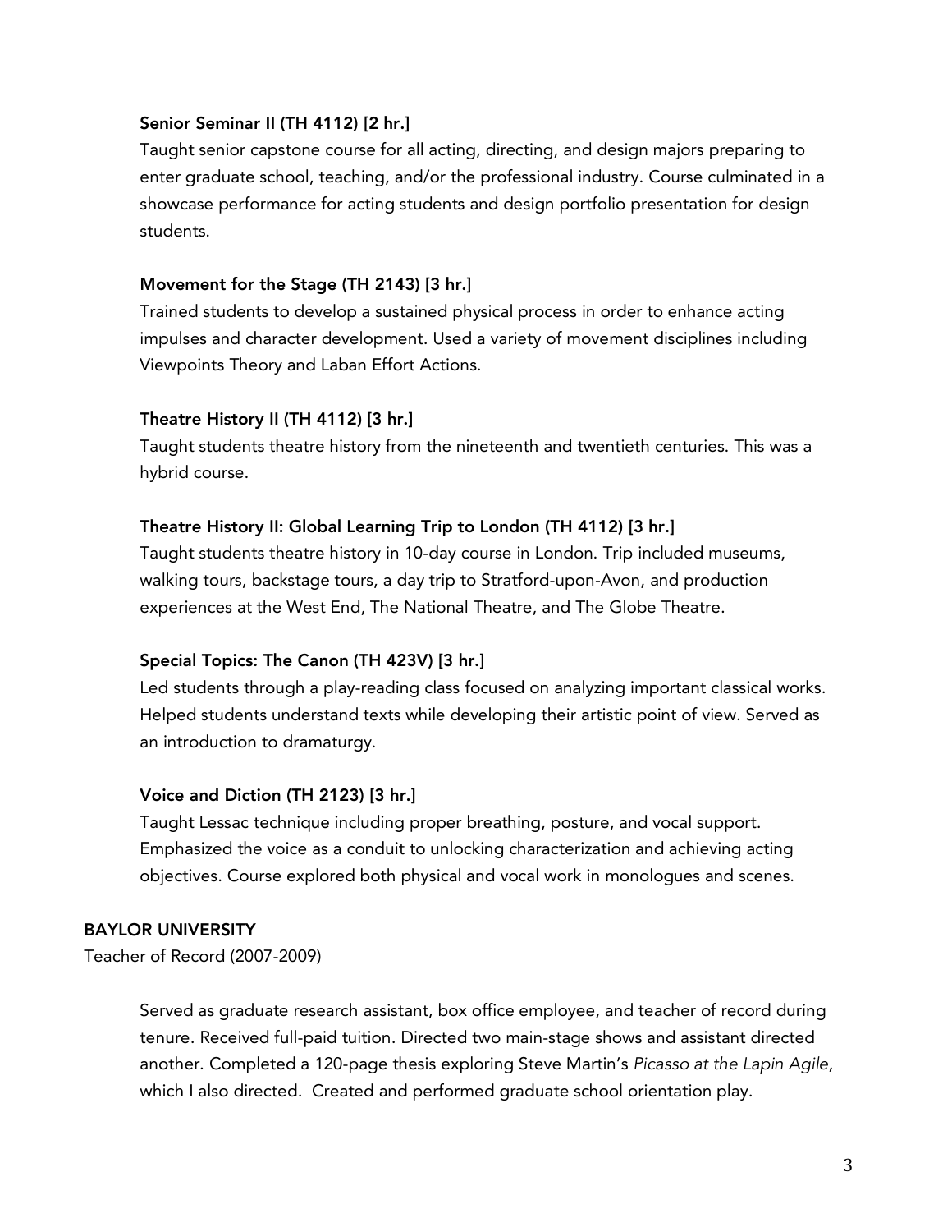**Senior Seminar II (TH 4112) [2 hr.]**

Taught senior capstone course for all acting, directing, and design majors preparing to enter graduate school, teaching, and/or the professional industry. Course culminated in a showcase performance for acting students and design portfolio presentation for design students.

**Movement for the Stage (TH 2143) [3 hr.]**

Trained students to develop a sustained physical process in order to enhance acting impulses and character development. Used a variety of movement disciplines including Viewpoints Theory and Laban Effort Actions.

**Theatre History II (TH 4112) [3 hr.]**

Taught students theatre history from the nineteenth and twentieth centuries. This was a hybrid course.

**Theatre History II: Global Learning Trip to London (TH 4112) [3 hr.]**

Taught students theatre history in 10-day course in London. Trip included museums, walking tours, backstage tours, a day trip to Stratford-upon-Avon, and production experiences at the West End, The National Theatre, and The Globe Theatre.

**Special Topics: The Canon (TH 423V) [3 hr.]**

Led students through a play-reading class focused on analyzing important classical works. Helped students understand texts while developing their artistic point of view. Served as an introduction to dramaturgy.

**Voice and Diction (TH 2123) [3 hr.]**

Taught Lessac technique including proper breathing, posture, and vocal support. Emphasized the voice as a conduit to unlocking characterization and achieving acting objectives. Course explored both physical and vocal work in monologues and scenes.

**BAYLOR UNIVERSITY**

Teacher of Record (2007-2009)

Served as graduate research assistant, box office employee, and teacher of record during tenure. Received full-paid tuition. Directed two main-stage shows and assistant directed another. Completed a 120-page thesis exploring Steve Martin's *Picasso at the Lapin Agile*, which I also directed. Created and performed graduate school orientation play.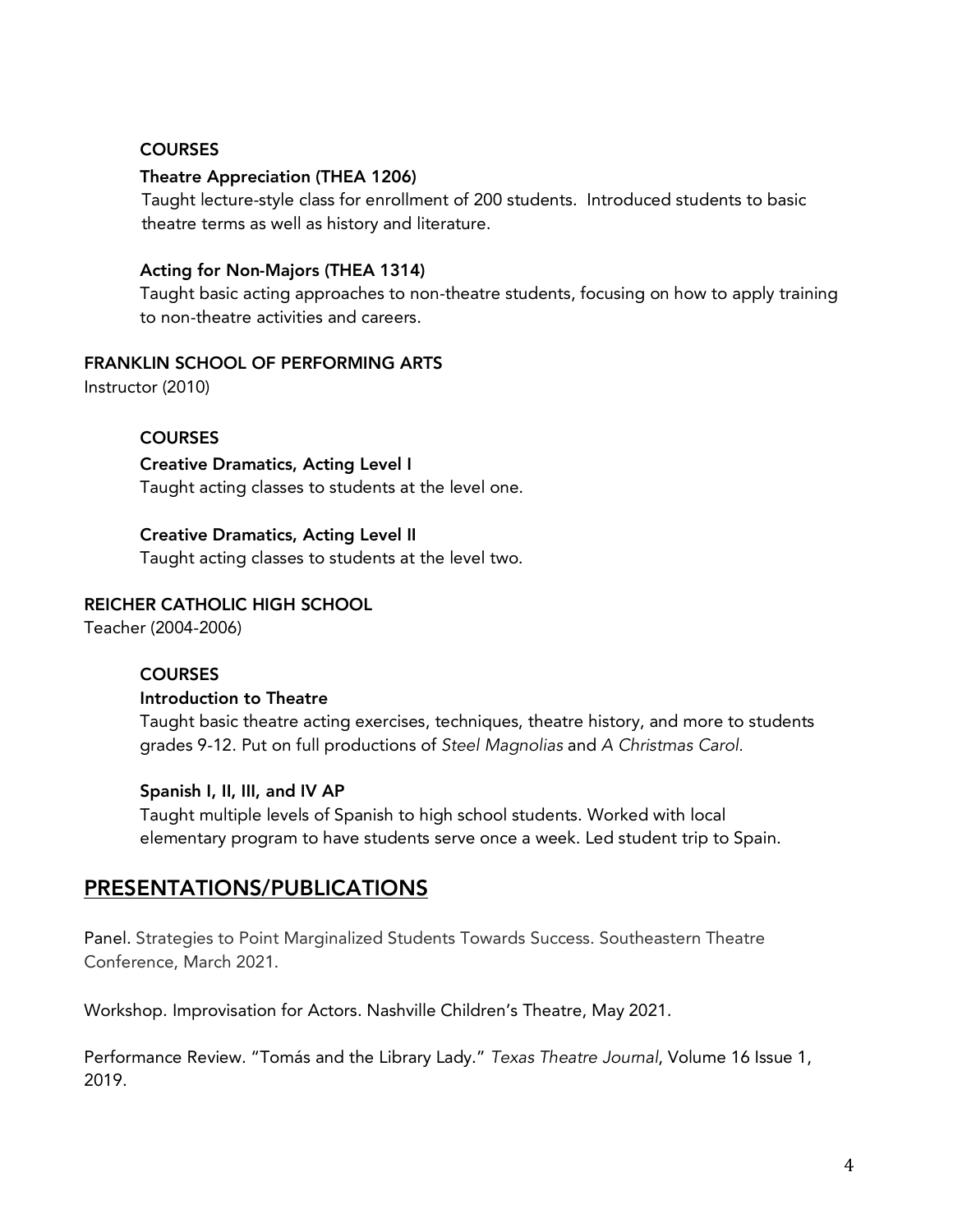**COURSES**

**Theatre Appreciation (THEA 1206)**
Taught lecture-style class for enrollment of 200 students. Introduced students to basic theatre terms as well as history and literature.

**Acting for Non-Majors (THEA 1314)**
Taught basic acting approaches to non-theatre students, focusing on how to apply training to non-theatre activities and careers.

**FRANKLIN SCHOOL OF PERFORMING ARTS**
Instructor (2010)

**COURSES**

**Creative Dramatics, Acting Level I**
Taught acting classes to students at the level one.

**Creative Dramatics, Acting Level II**
Taught acting classes to students at the level two.

**REICHER CATHOLIC HIGH SCHOOL**
Teacher (2004-2006)

**COURSES**

**Introduction to Theatre**
Taught basic theatre acting exercises, techniques, theatre history, and more to students grades 9-12. Put on full productions of *Steel Magnolias* and *A Christmas Carol*.

**Spanish I, II, III, and IV AP**
Taught multiple levels of Spanish to high school students. Worked with local elementary program to have students serve once a week. Led student trip to Spain.

## PRESENTATIONS/PUBLICATIONS

Panel. Strategies to Point Marginalized Students Towards Success. Southeastern Theatre Conference, March 2021.

Workshop. Improvisation for Actors. Nashville Children's Theatre, May 2021.

Performance Review. "Tomás and the Library Lady." *Texas Theatre Journal*, Volume 16 Issue 1, 2019.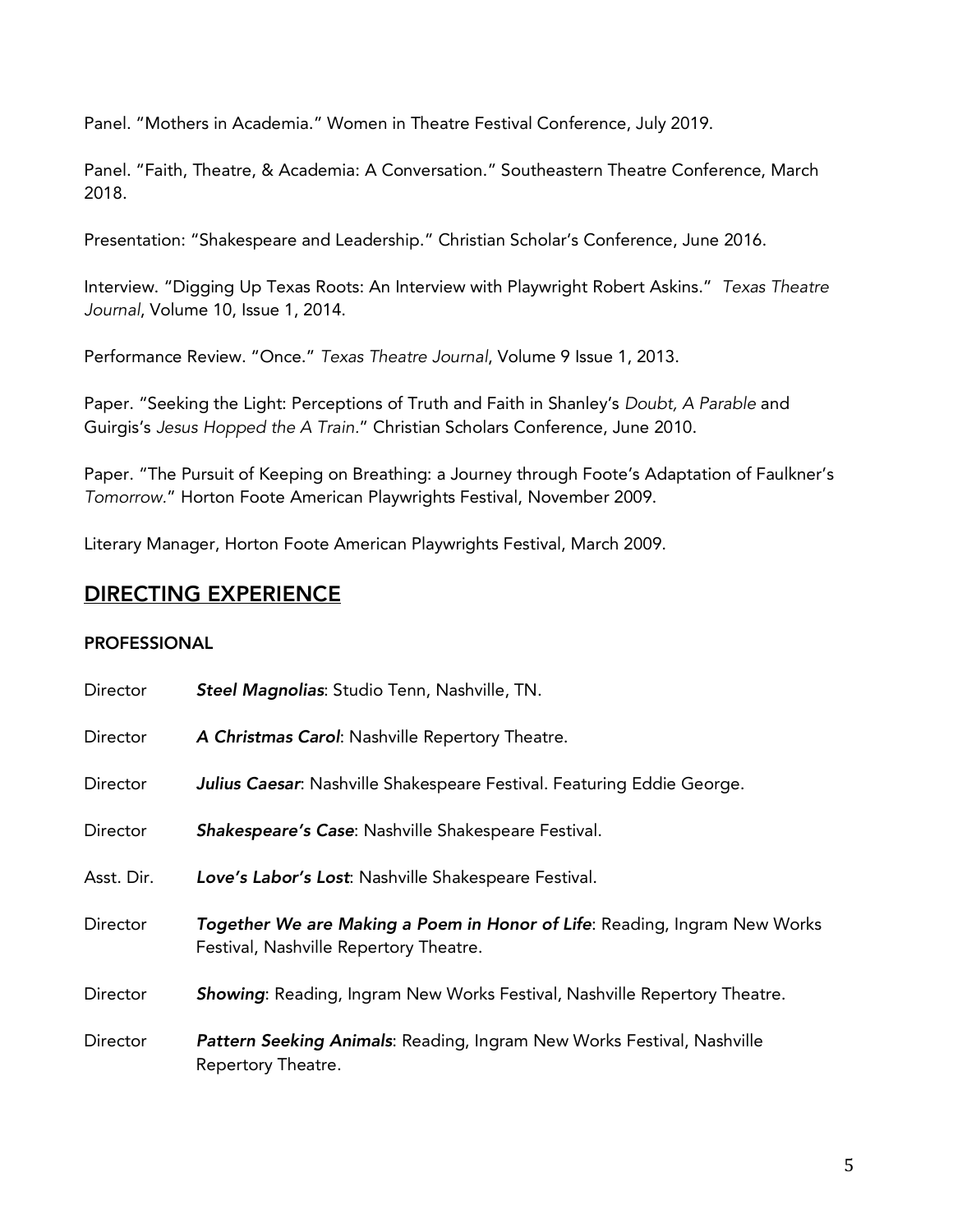Panel. "Mothers in Academia." Women in Theatre Festival Conference, July 2019.

Panel. "Faith, Theatre, & Academia: A Conversation." Southeastern Theatre Conference, March 2018.

Presentation: "Shakespeare and Leadership." Christian Scholar's Conference, June 2016.

Interview. "Digging Up Texas Roots: An Interview with Playwright Robert Askins." *Texas Theatre Journal*, Volume 10, Issue 1, 2014.

Performance Review. "Once." *Texas Theatre Journal*, Volume 9 Issue 1, 2013.

Paper. "Seeking the Light: Perceptions of Truth and Faith in Shanley's *Doubt, A Parable* and Guirgis's *Jesus Hopped the A Train*." Christian Scholars Conference, June 2010.

Paper. "The Pursuit of Keeping on Breathing: a Journey through Foote's Adaptation of Faulkner's *Tomorrow*." Horton Foote American Playwrights Festival, November 2009.

Literary Manager, Horton Foote American Playwrights Festival, March 2009.

## DIRECTING EXPERIENCE

### PROFESSIONAL

| | |
|---|---|
| Director | ***Steel Magnolias***: Studio Tenn, Nashville, TN. |
| Director | ***A Christmas Carol***: Nashville Repertory Theatre. |
| Director | ***Julius Caesar***: Nashville Shakespeare Festival. Featuring Eddie George. |
| Director | ***Shakespeare's Case***: Nashville Shakespeare Festival. |
| Asst. Dir. | ***Love's Labor's Lost***: Nashville Shakespeare Festival. |
| Director | ***Together We are Making a Poem in Honor of Life***: Reading, Ingram New Works Festival, Nashville Repertory Theatre. |
| Director | ***Showing***: Reading, Ingram New Works Festival, Nashville Repertory Theatre. |
| Director | ***Pattern Seeking Animals***: Reading, Ingram New Works Festival, Nashville Repertory Theatre. |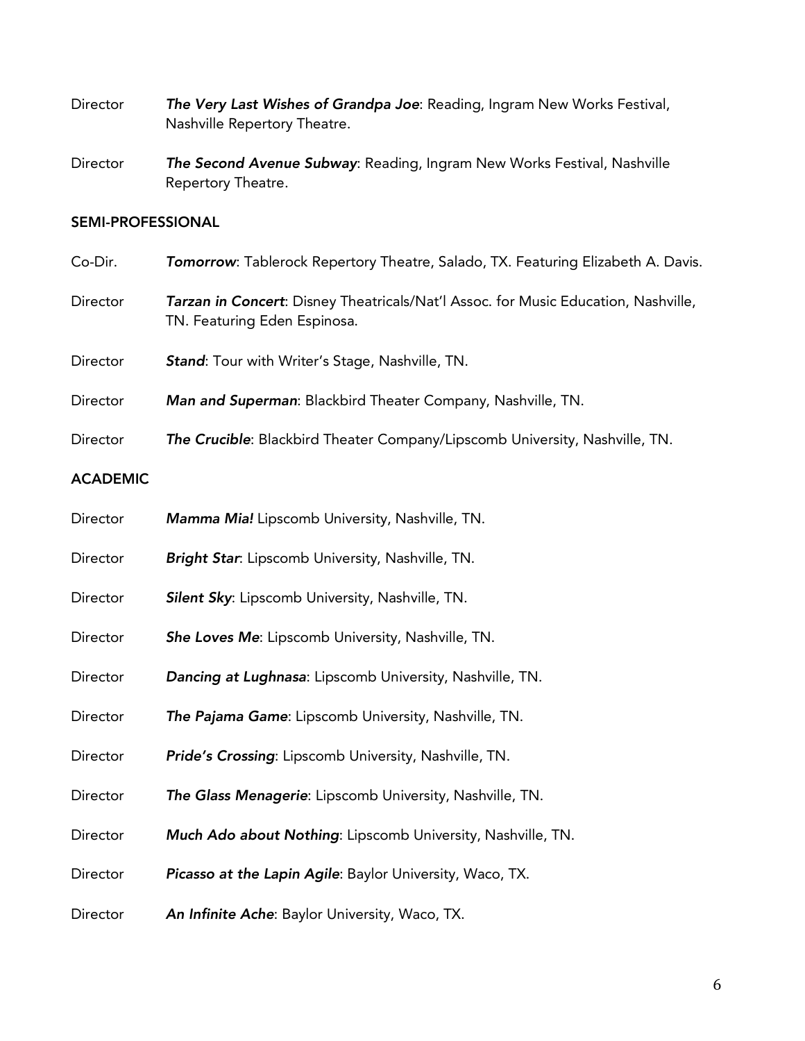Director *The Very Last Wishes of Grandpa Joe*: Reading, Ingram New Works Festival, Nashville Repertory Theatre.

Director *The Second Avenue Subway*: Reading, Ingram New Works Festival, Nashville Repertory Theatre.

### SEMI-PROFESSIONAL

Co-Dir. *Tomorrow*: Tablerock Repertory Theatre, Salado, TX. Featuring Elizabeth A. Davis.

Director *Tarzan in Concert*: Disney Theatricals/Nat'l Assoc. for Music Education, Nashville, TN. Featuring Eden Espinosa.

Director *Stand*: Tour with Writer's Stage, Nashville, TN.

Director *Man and Superman*: Blackbird Theater Company, Nashville, TN.

Director *The Crucible*: Blackbird Theater Company/Lipscomb University, Nashville, TN.

### ACADEMIC

Director *Mamma Mia!* Lipscomb University, Nashville, TN.

Director *Bright Star*: Lipscomb University, Nashville, TN.

Director *Silent Sky*: Lipscomb University, Nashville, TN.

Director *She Loves Me*: Lipscomb University, Nashville, TN.

Director *Dancing at Lughnasa*: Lipscomb University, Nashville, TN.

Director *The Pajama Game*: Lipscomb University, Nashville, TN.

Director *Pride's Crossing*: Lipscomb University, Nashville, TN.

Director *The Glass Menagerie*: Lipscomb University, Nashville, TN.

Director *Much Ado about Nothing*: Lipscomb University, Nashville, TN.

Director *Picasso at the Lapin Agile*: Baylor University, Waco, TX.

Director *An Infinite Ache*: Baylor University, Waco, TX.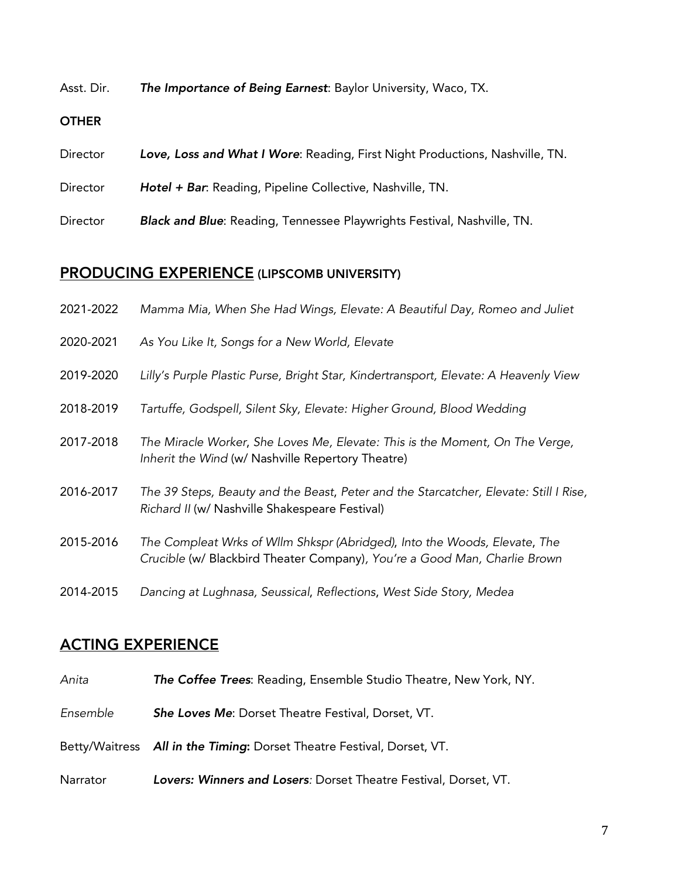Asst. Dir. ***The Importance of Being Earnest***: Baylor University, Waco, TX.

**OTHER**

Director ***Love, Loss and What I Wore***: Reading, First Night Productions, Nashville, TN.

Director ***Hotel + Bar***: Reading, Pipeline Collective, Nashville, TN.

Director ***Black and Blue***: Reading, Tennessee Playwrights Festival, Nashville, TN.

## PRODUCING EXPERIENCE (LIPSCOMB UNIVERSITY)

2021-2022 *Mamma Mia, When She Had Wings, Elevate: A Beautiful Day, Romeo and Juliet*

2020-2021 *As You Like It, Songs for a New World, Elevate*

2019-2020 *Lilly's Purple Plastic Purse, Bright Star, Kindertransport, Elevate: A Heavenly View*

2018-2019 *Tartuffe, Godspell, Silent Sky, Elevate: Higher Ground, Blood Wedding*

2017-2018 *The Miracle Worker, She Loves Me, Elevate: This is the Moment, On The Verge, Inherit the Wind* (w/ Nashville Repertory Theatre)

2016-2017 *The 39 Steps, Beauty and the Beast, Peter and the Starcatcher, Elevate: Still I Rise, Richard II* (w/ Nashville Shakespeare Festival)

2015-2016 *The Compleat Wrks of Wllm Shkspr (Abridged), Into the Woods, Elevate, The Crucible* (w/ Blackbird Theater Company), *You're a Good Man, Charlie Brown*

2014-2015 *Dancing at Lughnasa, Seussical, Reflections, West Side Story, Medea*

## ACTING EXPERIENCE

*Anita* ***The Coffee Trees***: Reading, Ensemble Studio Theatre, New York, NY.

*Ensemble* ***She Loves Me***: Dorset Theatre Festival, Dorset, VT.

Betty/Waitress ***All in the Timing***: Dorset Theatre Festival, Dorset, VT.

Narrator ***Lovers: Winners and Losers***: Dorset Theatre Festival, Dorset, VT.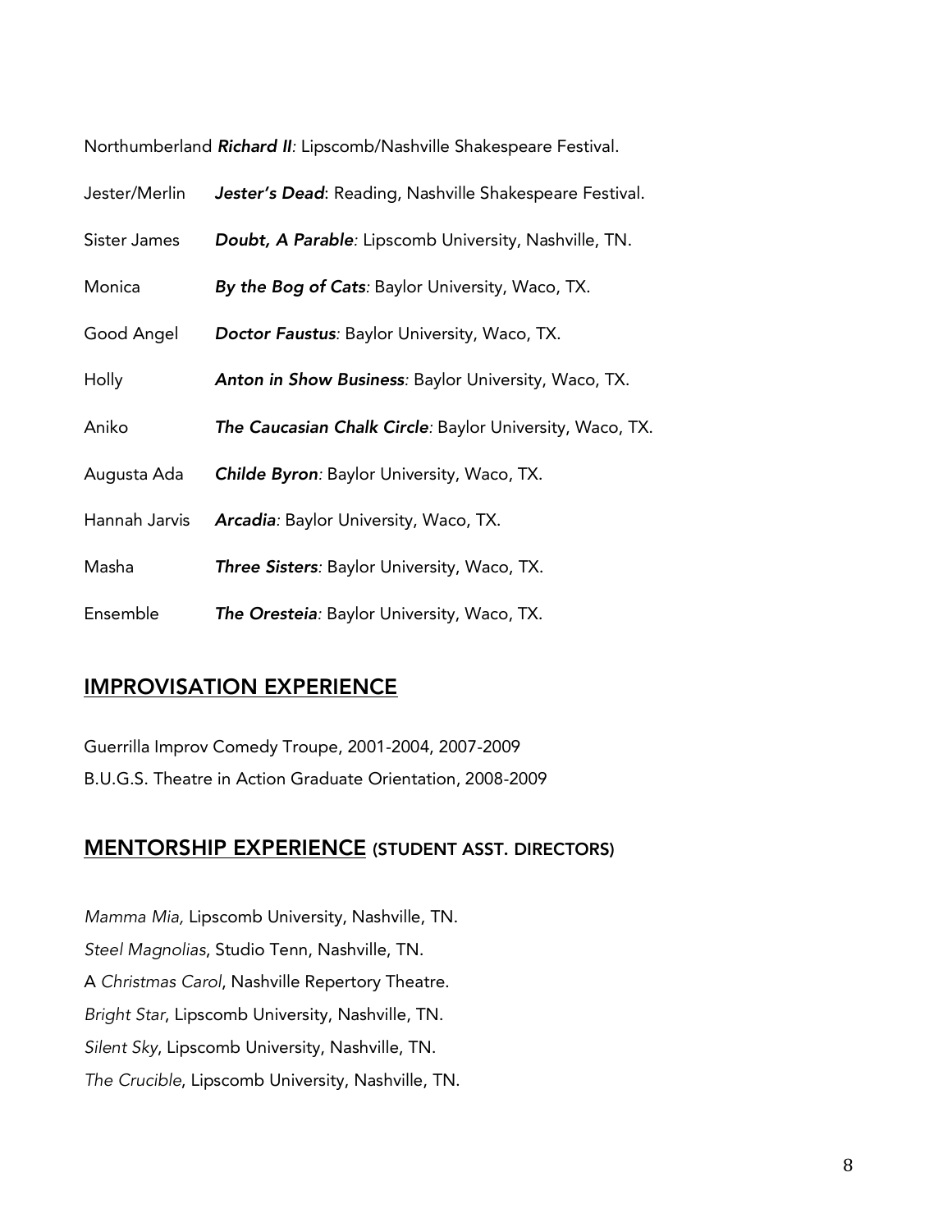Northumberland ***Richard II****:* Lipscomb/Nashville Shakespeare Festival.

Jester/Merlin ***Jester's Dead***: Reading, Nashville Shakespeare Festival.

Sister James ***Doubt, A Parable****:* Lipscomb University, Nashville, TN.

Monica ***By the Bog of Cats****:* Baylor University, Waco, TX.

Good Angel ***Doctor Faustus****:* Baylor University, Waco, TX.

Holly ***Anton in Show Business****:* Baylor University, Waco, TX.

Aniko ***The Caucasian Chalk Circle****:* Baylor University, Waco, TX.

Augusta Ada ***Childe Byron****:* Baylor University, Waco, TX.

Hannah Jarvis ***Arcadia****:* Baylor University, Waco, TX.

Masha ***Three Sisters****:* Baylor University, Waco, TX.

Ensemble ***The Oresteia****:* Baylor University, Waco, TX.

## IMPROVISATION EXPERIENCE

Guerrilla Improv Comedy Troupe, 2001-2004, 2007-2009
B.U.G.S. Theatre in Action Graduate Orientation, 2008-2009

## MENTORSHIP EXPERIENCE (STUDENT ASST. DIRECTORS)

*Mamma Mia,* Lipscomb University, Nashville, TN.
*Steel Magnolias*, Studio Tenn, Nashville, TN.
A *Christmas Carol*, Nashville Repertory Theatre.
*Bright Star*, Lipscomb University, Nashville, TN.
*Silent Sky*, Lipscomb University, Nashville, TN.
*The Crucible*, Lipscomb University, Nashville, TN.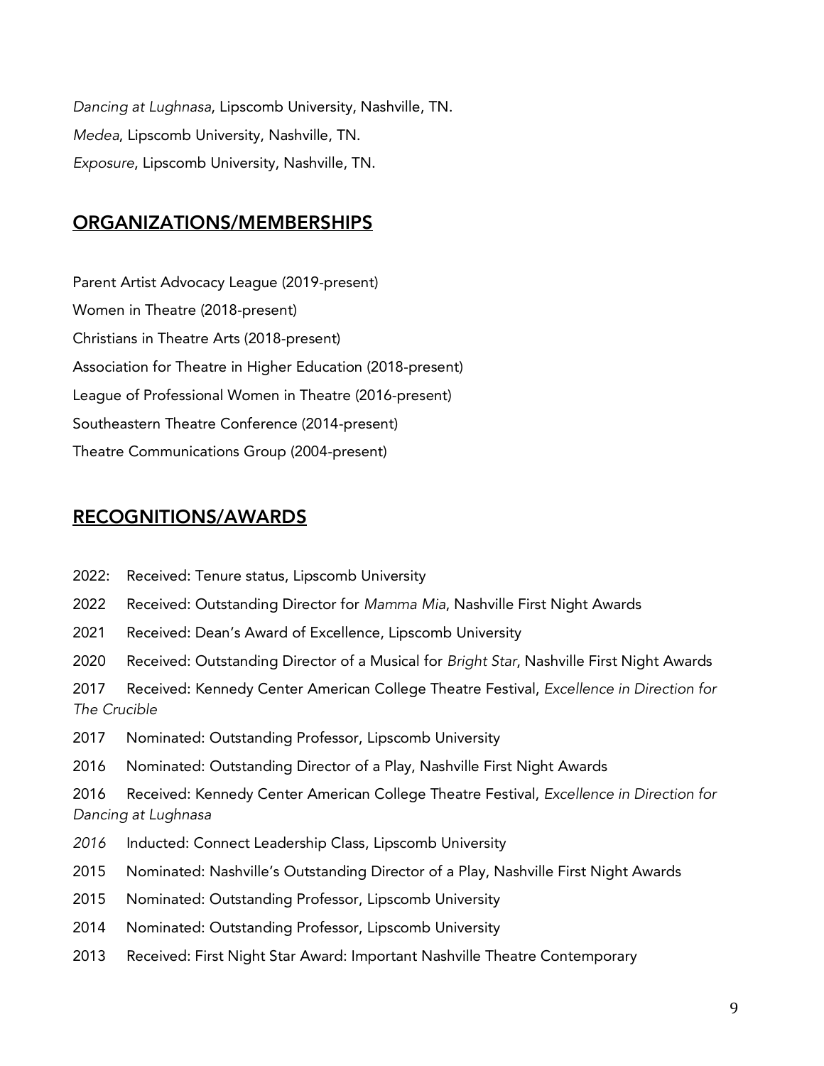*Dancing at Lughnasa*, Lipscomb University, Nashville, TN.

*Medea*, Lipscomb University, Nashville, TN.

*Exposure*, Lipscomb University, Nashville, TN.

## ORGANIZATIONS/MEMBERSHIPS

Parent Artist Advocacy League (2019-present)

Women in Theatre (2018-present)

Christians in Theatre Arts (2018-present)

Association for Theatre in Higher Education (2018-present)

League of Professional Women in Theatre (2016-present)

Southeastern Theatre Conference (2014-present)

Theatre Communications Group (2004-present)

## RECOGNITIONS/AWARDS

2022: Received: Tenure status, Lipscomb University

2022 Received: Outstanding Director for *Mamma Mia*, Nashville First Night Awards

2021 Received: Dean's Award of Excellence, Lipscomb University

2020 Received: Outstanding Director of a Musical for *Bright Star*, Nashville First Night Awards

2017 Received: Kennedy Center American College Theatre Festival, *Excellence in Direction for The Crucible*

2017 Nominated: Outstanding Professor, Lipscomb University

2016 Nominated: Outstanding Director of a Play, Nashville First Night Awards

2016 Received: Kennedy Center American College Theatre Festival, *Excellence in Direction for Dancing at Lughnasa*

*2016* Inducted: Connect Leadership Class, Lipscomb University

2015 Nominated: Nashville's Outstanding Director of a Play, Nashville First Night Awards

2015 Nominated: Outstanding Professor, Lipscomb University

2014 Nominated: Outstanding Professor, Lipscomb University

2013 Received: First Night Star Award: Important Nashville Theatre Contemporary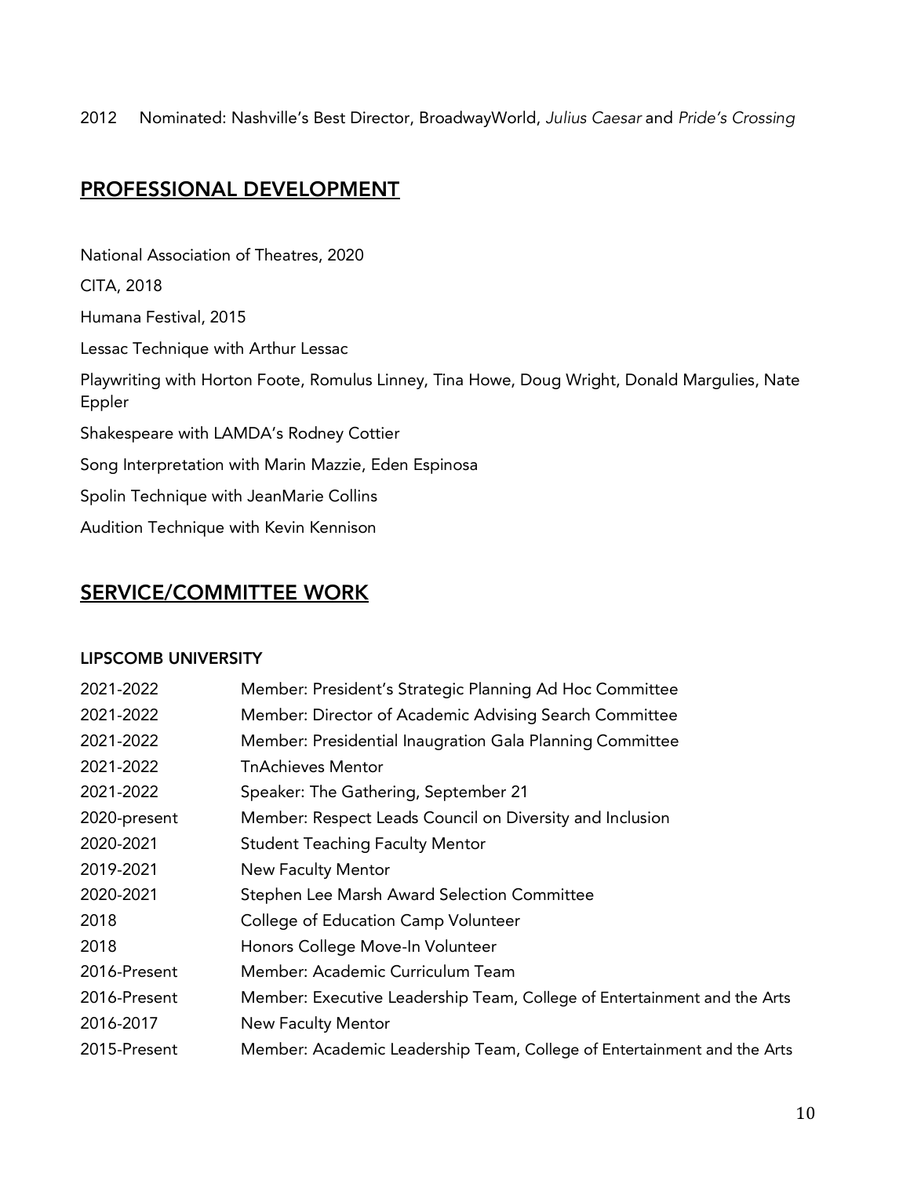2012 Nominated: Nashville's Best Director, BroadwayWorld, *Julius Caesar* and *Pride's Crossing*

## PROFESSIONAL DEVELOPMENT

National Association of Theatres, 2020

CITA, 2018

Humana Festival, 2015

Lessac Technique with Arthur Lessac

Playwriting with Horton Foote, Romulus Linney, Tina Howe, Doug Wright, Donald Margulies, Nate Eppler

Shakespeare with LAMDA's Rodney Cottier

Song Interpretation with Marin Mazzie, Eden Espinosa

Spolin Technique with JeanMarie Collins

Audition Technique with Kevin Kennison

## SERVICE/COMMITTEE WORK

### LIPSCOMB UNIVERSITY

| | |
|---|---|
| 2021-2022 | Member: President's Strategic Planning Ad Hoc Committee |
| 2021-2022 | Member: Director of Academic Advising Search Committee |
| 2021-2022 | Member: Presidential Inaugration Gala Planning Committee |
| 2021-2022 | TnAchieves Mentor |
| 2021-2022 | Speaker: The Gathering, September 21 |
| 2020-present | Member: Respect Leads Council on Diversity and Inclusion |
| 2020-2021 | Student Teaching Faculty Mentor |
| 2019-2021 | New Faculty Mentor |
| 2020-2021 | Stephen Lee Marsh Award Selection Committee |
| 2018 | College of Education Camp Volunteer |
| 2018 | Honors College Move-In Volunteer |
| 2016-Present | Member: Academic Curriculum Team |
| 2016-Present | Member: Executive Leadership Team, College of Entertainment and the Arts |
| 2016-2017 | New Faculty Mentor |
| 2015-Present | Member: Academic Leadership Team, College of Entertainment and the Arts |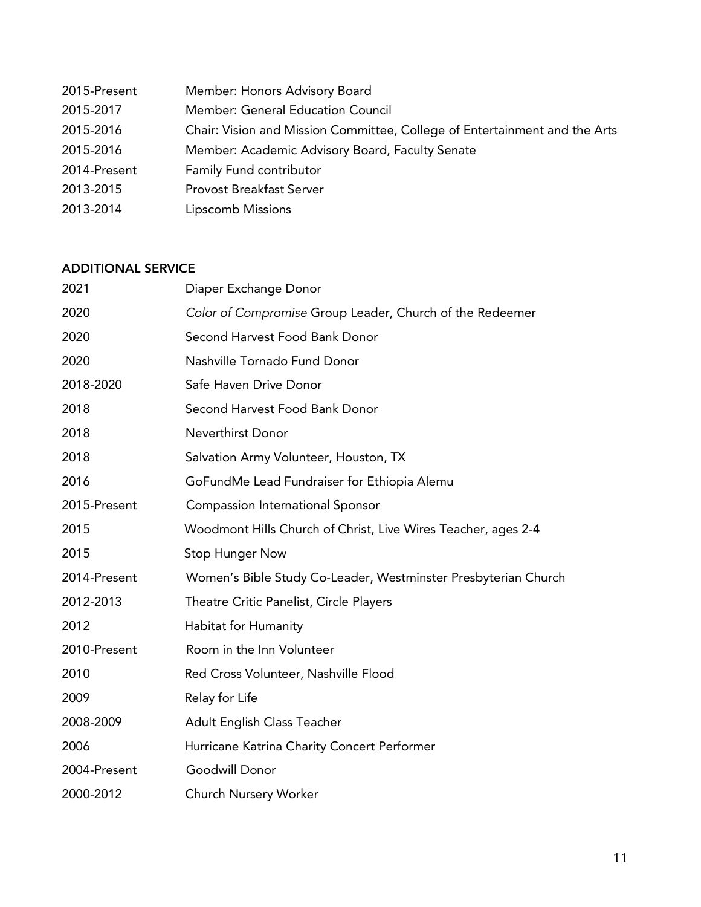| | |
|---|---|
| 2015-Present | Member: Honors Advisory Board |
| 2015-2017 | Member: General Education Council |
| 2015-2016 | Chair: Vision and Mission Committee, College of Entertainment and the Arts |
| 2015-2016 | Member: Academic Advisory Board, Faculty Senate |
| 2014-Present | Family Fund contributor |
| 2013-2015 | Provost Breakfast Server |
| 2013-2014 | Lipscomb Missions |

## ADDITIONAL SERVICE

| | |
|---|---|
| 2021 | Diaper Exchange Donor |
| 2020 | *Color of Compromise* Group Leader, Church of the Redeemer |
| 2020 | Second Harvest Food Bank Donor |
| 2020 | Nashville Tornado Fund Donor |
| 2018-2020 | Safe Haven Drive Donor |
| 2018 | Second Harvest Food Bank Donor |
| 2018 | Neverthirst Donor |
| 2018 | Salvation Army Volunteer, Houston, TX |
| 2016 | GoFundMe Lead Fundraiser for Ethiopia Alemu |
| 2015-Present | Compassion International Sponsor |
| 2015 | Woodmont Hills Church of Christ, Live Wires Teacher, ages 2-4 |
| 2015 | Stop Hunger Now |
| 2014-Present | Women's Bible Study Co-Leader, Westminster Presbyterian Church |
| 2012-2013 | Theatre Critic Panelist, Circle Players |
| 2012 | Habitat for Humanity |
| 2010-Present | Room in the Inn Volunteer |
| 2010 | Red Cross Volunteer, Nashville Flood |
| 2009 | Relay for Life |
| 2008-2009 | Adult English Class Teacher |
| 2006 | Hurricane Katrina Charity Concert Performer |
| 2004-Present | Goodwill Donor |
| 2000-2012 | Church Nursery Worker |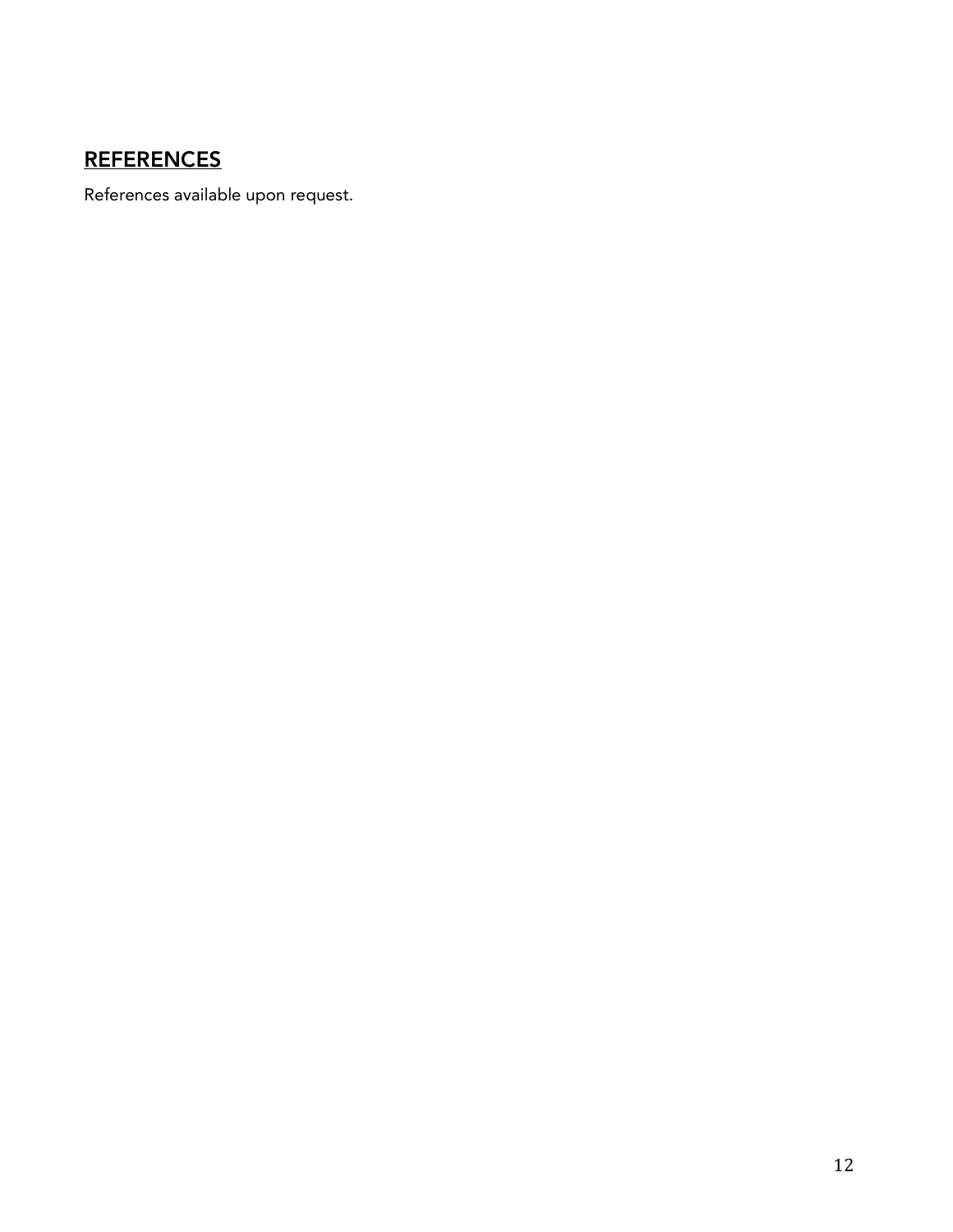## REFERENCES

References available upon request.